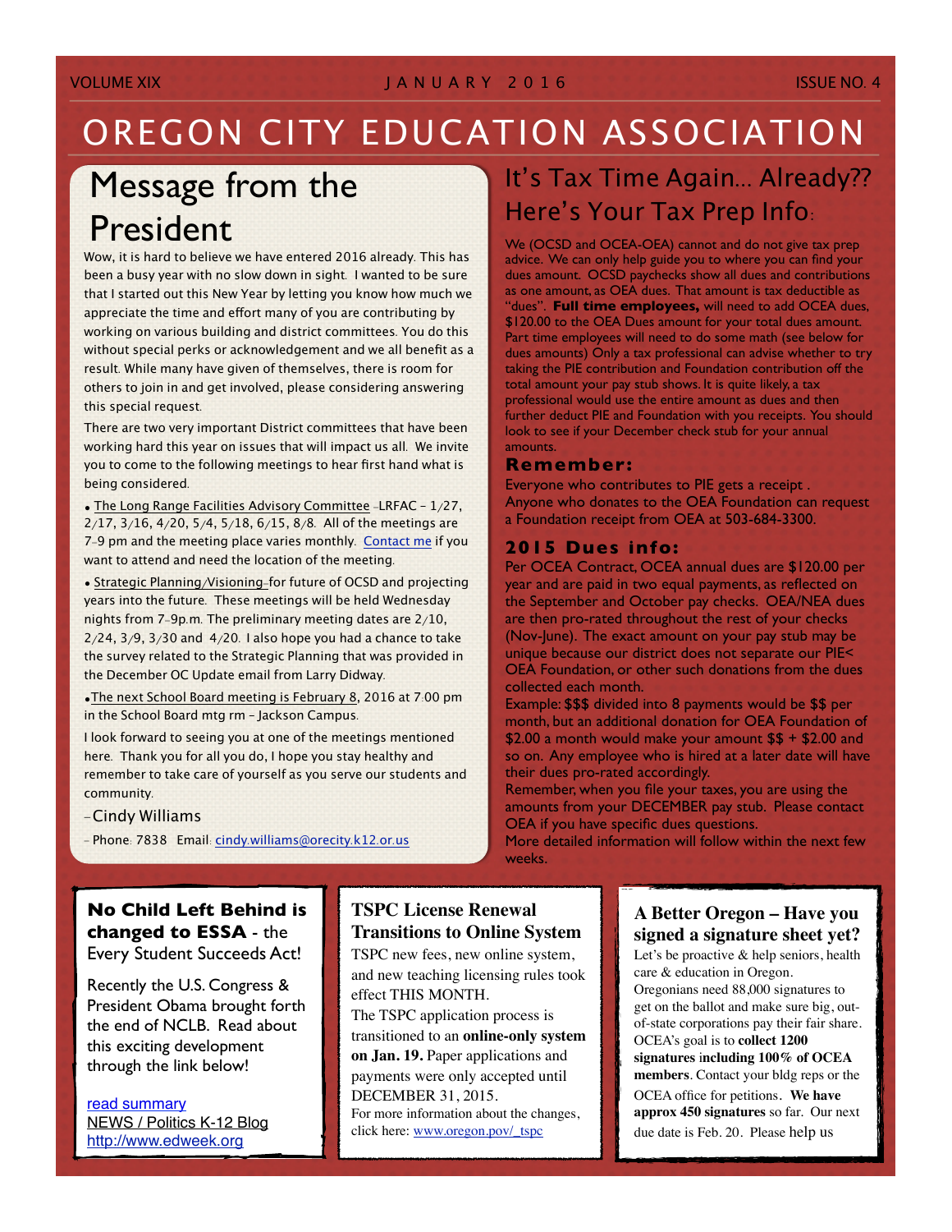# OREGON CITY EDUCATION ASSOCIATION

## Message from the President

Wow, it is hard to believe we have entered 2016 already. This has been a busy year with no slow down in sight. I wanted to be sure that I started out this New Year by letting you know how much we appreciate the time and effort many of you are contributing by working on various building and district committees. You do this without special perks or acknowledgement and we all benefit as a result. While many have given of themselves, there is room for others to join in and get involved, please considering answering this special request.

There are two very important District committees that have been working hard this year on issues that will impact us all. We invite you to come to the following meetings to hear first hand what is being considered.

- The Long Range Facilities Advisory Committee –LRFAC – 1/27, 2/17, 3/16, 4/20, 5/4, 5/18, 6/15, 8/8. All of the meetings are 7-9 pm and the meeting place varies monthly. Contact me if you want to attend and need the location of the meeting.
- Strategic Planning/Visioning–for future of OCSD and projecting years into the future. These meetings will be held Wednesday nights from 7-9p.m. The preliminary meeting dates are 2/10, 2/24, 3/9, 3/30 and 4/20. I also hope you had a chance to take the survey related to the Strategic Planning that was provided in the December OC Update email from Larry Didway.
- The next School Board meeting is February 8, 2016 at 7:00 pm in the School Board mtg rm - Jackson Campus.

I look forward to seeing you at one of the meetings mentioned here. Thank you for all you do, I hope you stay healthy and remember to take care of yourself as you serve our students and community.

–Cindy Williams

– Phone: 7838 Email: cindy.williams@orecity.k12.or.us

## It's Tax Time Again... Already?? Here's Your Tax Prep Info:

We (OCSD and OCEA-OEA) cannot and do not give tax prep advice. We can only help guide you to where you can find your dues amount. OCSD paychecks show all dues and contributions as one amount, as OEA dues. That amount is tax deductible as "dues". **Full time employees,** will need to add OCEA dues, $120.00 to the OEA Dues amount for your total dues amount. Part time employees will need to do some math (see below for dues amounts) Only a tax professional can advise whether to try taking the PIE contribution and Foundation contribution off the total amount your pay stub shows. It is quite likely, a tax professional would use the entire amount as dues and then further deduct PIE and Foundation with you receipts. You should look to see if your December check stub for your annual amounts.

### Remember:

Everyone who contributes to PIE gets a receipt . Anyone who donates to the OEA Foundation can request a Foundation receipt from OEA at 503-684-3300.

### 2015 Dues info:

Per OCEA Contract, OCEA annual dues are $120.00 per year and are paid in two equal payments, as reflected on the September and October pay checks. OEA/NEA dues are then pro-rated throughout the rest of your checks (Nov-June). The exact amount on your pay stub may be unique because our district does not separate our PIE< OEA Foundation, or other such donations from the dues collected each month.

Example: $$$ divided into 8 payments would be $$ per month, but an additional donation for OEA Foundation of $2.00 a month would make your amount $$ + $2.00 and so on. Any employee who is hired at a later date will have their dues pro-rated accordingly.

Remember, when you file your taxes, you are using the amounts from your DECEMBER pay stub. Please contact OEA if you have specific dues questions.

More detailed information will follow within the next few weeks.

### No Child Left Behind is changed to ESSA - the Every Student Succeeds Act!

Recently the U.S. Congress & President Obama brought forth the end of NCLB. Read about this exciting development through the link below!

read summary
NEWS / Politics K-12 Blog
http://www.edweek.org

### TSPC License Renewal Transitions to Online System

TSPC new fees, new online system, and new teaching licensing rules took effect THIS MONTH.

The TSPC application process is transitioned to an **online-only system on Jan. 19.** Paper applications and payments were only accepted until DECEMBER 31, 2015.

For more information about the changes, click here: www.oregon.pov/_tspc

### A Better Oregon – Have you signed a signature sheet yet?

Let's be proactive & help seniors, health care & education in Oregon. Oregonians need 88,000 signatures to get on the ballot and make sure big, out-of-state corporations pay their fair share. OCEA's goal is to **collect 1200 signatures including 100% of OCEA members**. Contact your bldg reps or the OCEA office for petitions. **We have approx 450 signatures** so far. Our next due date is Feb. 20. Please help us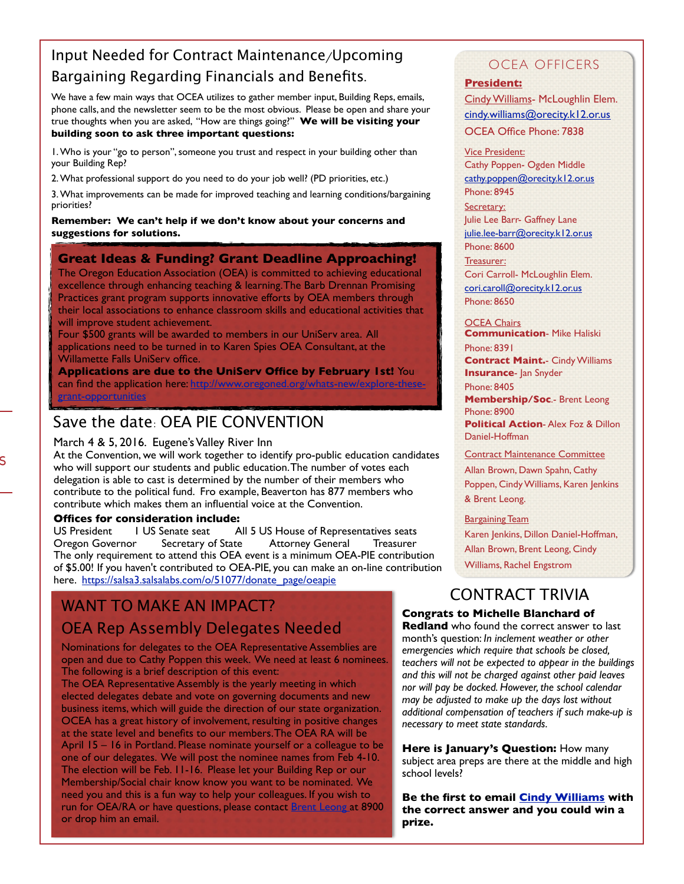## Input Needed for Contract Maintenance/Upcoming Bargaining Regarding Financials and Benefits.

We have a few main ways that OCEA utilizes to gather member input, Building Reps, emails, phone calls, and the newsletter seem to be the most obvious. Please be open and share your true thoughts when you are asked, "How are things going?" **We will be visiting your building soon to ask three important questions:**

1. Who is your "go to person", someone you trust and respect in your building other than your Building Rep?

2. What professional support do you need to do your job well? (PD priorities, etc.)

3. What improvements can be made for improved teaching and learning conditions/bargaining priorities?

**Remember: We can't help if we don't know about your concerns and suggestions for solutions.**

### Great Ideas & Funding? Grant Deadline Approaching!

The Oregon Education Association (OEA) is committed to achieving educational excellence through enhancing teaching & learning. The Barb Drennan Promising Practices grant program supports innovative efforts by OEA members through their local associations to enhance classroom skills and educational activities that will improve student achievement.

Four $500 grants will be awarded to members in our UniServ area. All applications need to be turned in to Karen Spies OEA Consultant, at the Willamette Falls UniServ office.

**Applications are due to the UniServ Office by February 1st!** You can find the application here: http://www.oregoned.org/whats-new/explore-these-grant-opportunities

## Save the date: OEA PIE CONVENTION

March 4 & 5, 2016. Eugene's Valley River Inn

At the Convention, we will work together to identify pro-public education candidates who will support our students and public education. The number of votes each delegation is able to cast is determined by the number of their members who contribute to the political fund. Fro example, Beaverton has 877 members who contribute which makes them an influential voice at the Convention.

**Offices for consideration include:**

US President    1 US Senate seat    All 5 US House of Representatives seats

Oregon Governor    Secretary of State    Attorney General    Treasurer

The only requirement to attend this OEA event is a minimum OEA-PIE contribution of $5.00! If you haven't contributed to OEA-PIE, you can make an on-line contribution here. https://salsa3.salsalabs.com/o/51077/donate_page/oeapie

## WANT TO MAKE AN IMPACT?

## OEA Rep Assembly Delegates Needed

Nominations for delegates to the OEA Representative Assemblies are open and due to Cathy Poppen this week. We need at least 6 nominees. The following is a brief description of this event:

The OEA Representative Assembly is the yearly meeting in which elected delegates debate and vote on governing documents and new business items, which will guide the direction of our state organization. OCEA has a great history of involvement, resulting in positive changes at the state level and benefits to our members. The OEA RA will be April 15 – 16 in Portland. Please nominate yourself or a colleague to be one of our delegates. We will post the nominee names from Feb 4-10. The election will be Feb. 11-16. Please let your Building Rep or our Membership/Social chair know know you want to be nominated. We need you and this is a fun way to help your colleagues. If you wish to run for OEA/RA or have questions, please contact Brent Leong at 8900 or drop him an email.

## OCEA OFFICERS

**President:**
Cindy Williams- McLoughlin Elem.
cindy.williams@orecity.k12.or.us
OCEA Office Phone: 7838

Vice President:
Cathy Poppen- Ogden Middle
cathy.poppen@orecity.k12.or.us
Phone: 8945

Secretary:
Julie Lee Barr- Gaffney Lane
julie.lee-barr@orecity.k12.or.us
Phone: 8600

Treasurer:
Cori Carroll- McLoughlin Elem.
cori.caroll@orecity.k12.or.us
Phone: 8650

OCEA Chairs
**Communication**- Mike Haliski
Phone: 8391
**Contract Maint.**- Cindy Williams
**Insurance**- Jan Snyder
Phone: 8405
**Membership/Soc.**- Brent Leong
Phone: 8900
**Political Action**- Alex Foz & Dillon Daniel-Hoffman

Contract Maintenance Committee
Allan Brown, Dawn Spahn, Cathy Poppen, Cindy Williams, Karen Jenkins & Brent Leong.

Bargaining Team
Karen Jenkins, Dillon Daniel-Hoffman, Allan Brown, Brent Leong, Cindy Williams, Rachel Engstrom

## CONTRACT TRIVIA

**Congrats to Michelle Blanchard of Redland** who found the correct answer to last month's question: *In inclement weather or other emergencies which require that schools be closed, teachers will not be expected to appear in the buildings and this will not be charged against other paid leaves nor will pay be docked. However, the school calendar may be adjusted to make up the days lost without additional compensation of teachers if such make-up is necessary to meet state standards.*

**Here is January's Question:** How many subject area preps are there at the middle and high school levels?

**Be the first to email Cindy Williams with the correct answer and you could win a prize.**